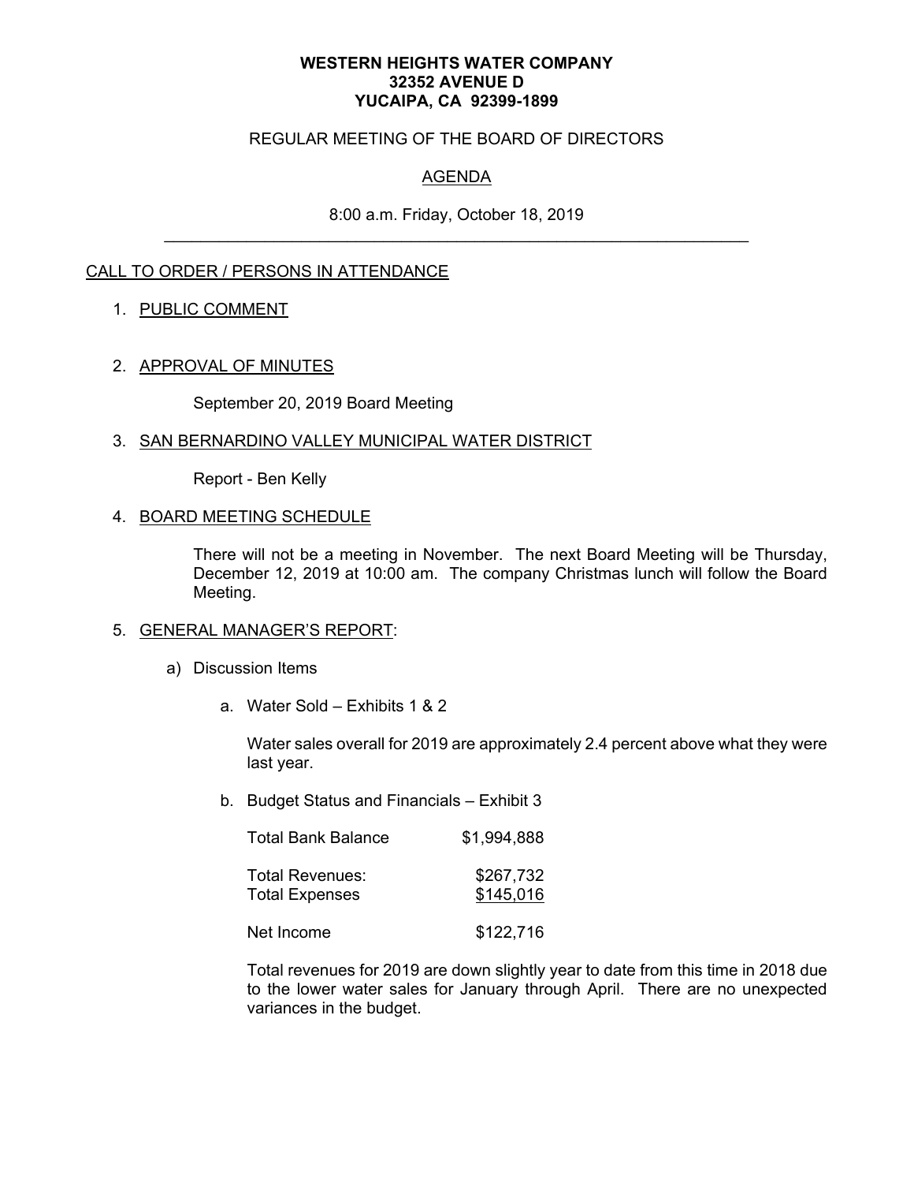**WESTERN HEIGHTS WATER COMPANY**
**32352 AVENUE D**
**YUCAIPA, CA 92399-1899**

REGULAR MEETING OF THE BOARD OF DIRECTORS

AGENDA

8:00 a.m. Friday, October 18, 2019

---

CALL TO ORDER / PERSONS IN ATTENDANCE

1. PUBLIC COMMENT

2. APPROVAL OF MINUTES

   September 20, 2019 Board Meeting

3. SAN BERNARDINO VALLEY MUNICIPAL WATER DISTRICT

   Report - Ben Kelly

4. BOARD MEETING SCHEDULE

   There will not be a meeting in November. The next Board Meeting will be Thursday, December 12, 2019 at 10:00 am. The company Christmas lunch will follow the Board Meeting.

5. GENERAL MANAGER'S REPORT:

   a) Discussion Items

      a. Water Sold – Exhibits 1 & 2

         Water sales overall for 2019 are approximately 2.4 percent above what they were last year.

      b. Budget Status and Financials – Exhibit 3

| | |
|---|---|
| Total Bank Balance | $1,994,888 |
| Total Revenues: | $267,732 |
| Total Expenses | $145,016 |
| Net Income | $122,716 |

         Total revenues for 2019 are down slightly year to date from this time in 2018 due to the lower water sales for January through April. There are no unexpected variances in the budget.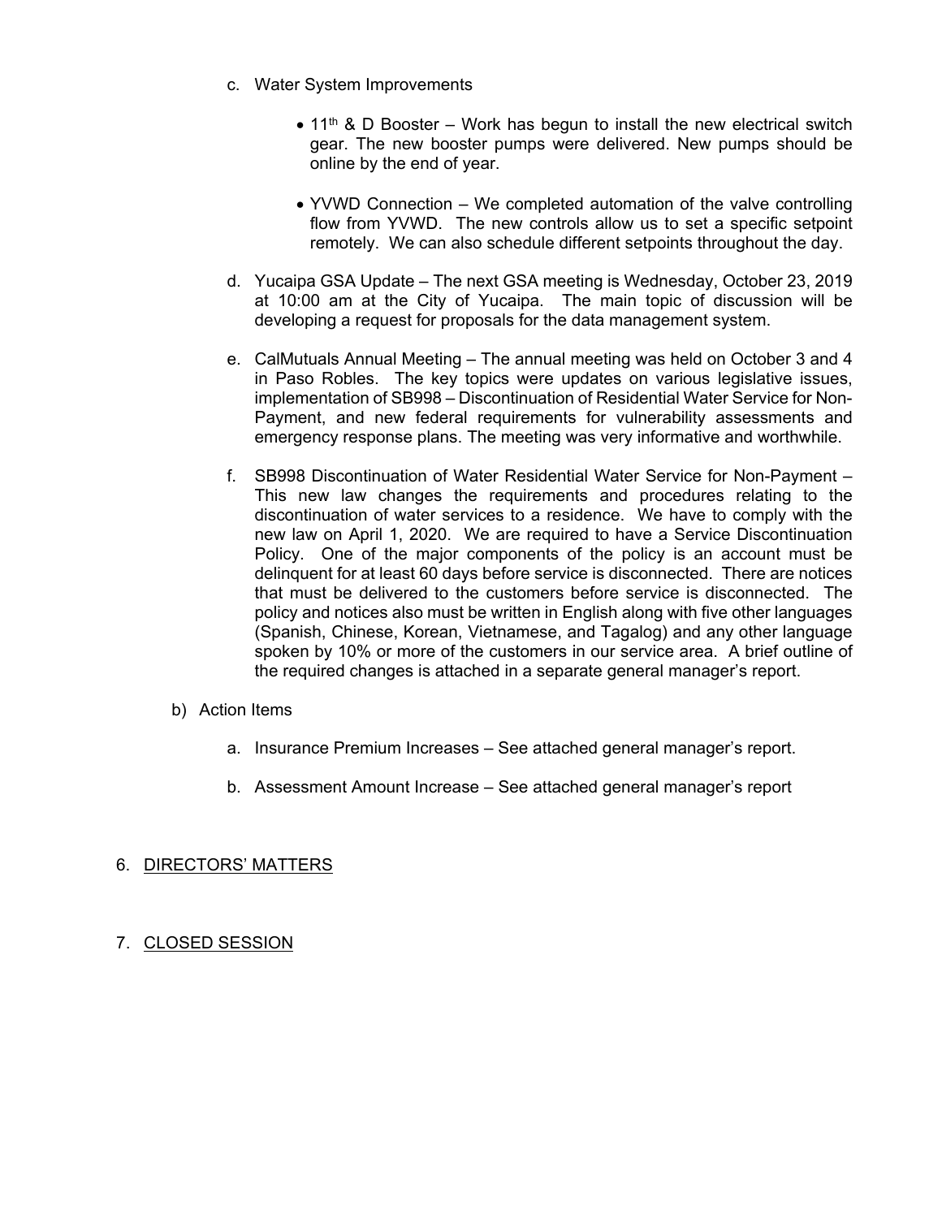c. Water System Improvements

   - 11th & D Booster – Work has begun to install the new electrical switch gear. The new booster pumps were delivered. New pumps should be online by the end of year.

   - YVWD Connection – We completed automation of the valve controlling flow from YVWD. The new controls allow us to set a specific setpoint remotely. We can also schedule different setpoints throughout the day.

d. Yucaipa GSA Update – The next GSA meeting is Wednesday, October 23, 2019 at 10:00 am at the City of Yucaipa. The main topic of discussion will be developing a request for proposals for the data management system.

e. CalMutuals Annual Meeting – The annual meeting was held on October 3 and 4 in Paso Robles. The key topics were updates on various legislative issues, implementation of SB998 – Discontinuation of Residential Water Service for Non-Payment, and new federal requirements for vulnerability assessments and emergency response plans. The meeting was very informative and worthwhile.

f. SB998 Discontinuation of Water Residential Water Service for Non-Payment – This new law changes the requirements and procedures relating to the discontinuation of water services to a residence. We have to comply with the new law on April 1, 2020. We are required to have a Service Discontinuation Policy. One of the major components of the policy is an account must be delinquent for at least 60 days before service is disconnected. There are notices that must be delivered to the customers before service is disconnected. The policy and notices also must be written in English along with five other languages (Spanish, Chinese, Korean, Vietnamese, and Tagalog) and any other language spoken by 10% or more of the customers in our service area. A brief outline of the required changes is attached in a separate general manager's report.

b) Action Items

   a. Insurance Premium Increases – See attached general manager's report.

   b. Assessment Amount Increase – See attached general manager's report

6. <u>DIRECTORS' MATTERS</u>

7. <u>CLOSED SESSION</u>